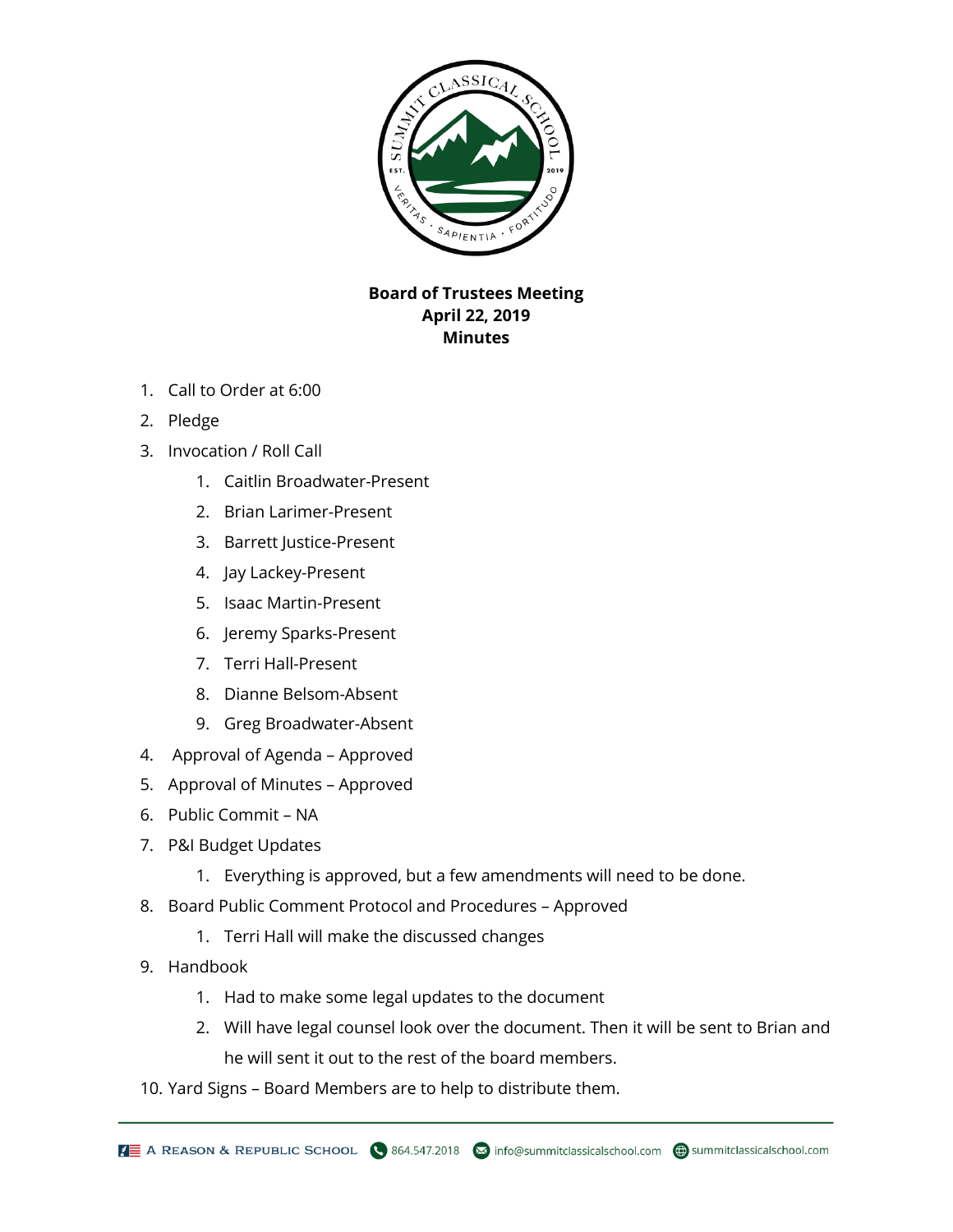**Board of Trustees Meeting**
**April 22, 2019**
**Minutes**

1. Call to Order at 6:00
2. Pledge
3. Invocation / Roll Call
    1. Caitlin Broadwater-Present
    2. Brian Larimer-Present
    3. Barrett Justice-Present
    4. Jay Lackey-Present
    5. Isaac Martin-Present
    6. Jeremy Sparks-Present
    7. Terri Hall-Present
    8. Dianne Belsom-Absent
    9. Greg Broadwater-Absent
4. Approval of Agenda – Approved
5. Approval of Minutes – Approved
6. Public Commit – NA
7. P&I Budget Updates
    1. Everything is approved, but a few amendments will need to be done.
8. Board Public Comment Protocol and Procedures – Approved
    1. Terri Hall will make the discussed changes
9. Handbook
    1. Had to make some legal updates to the document
    2. Will have legal counsel look over the document. Then it will be sent to Brian and he will sent it out to the rest of the board members.
10. Yard Signs – Board Members are to help to distribute them.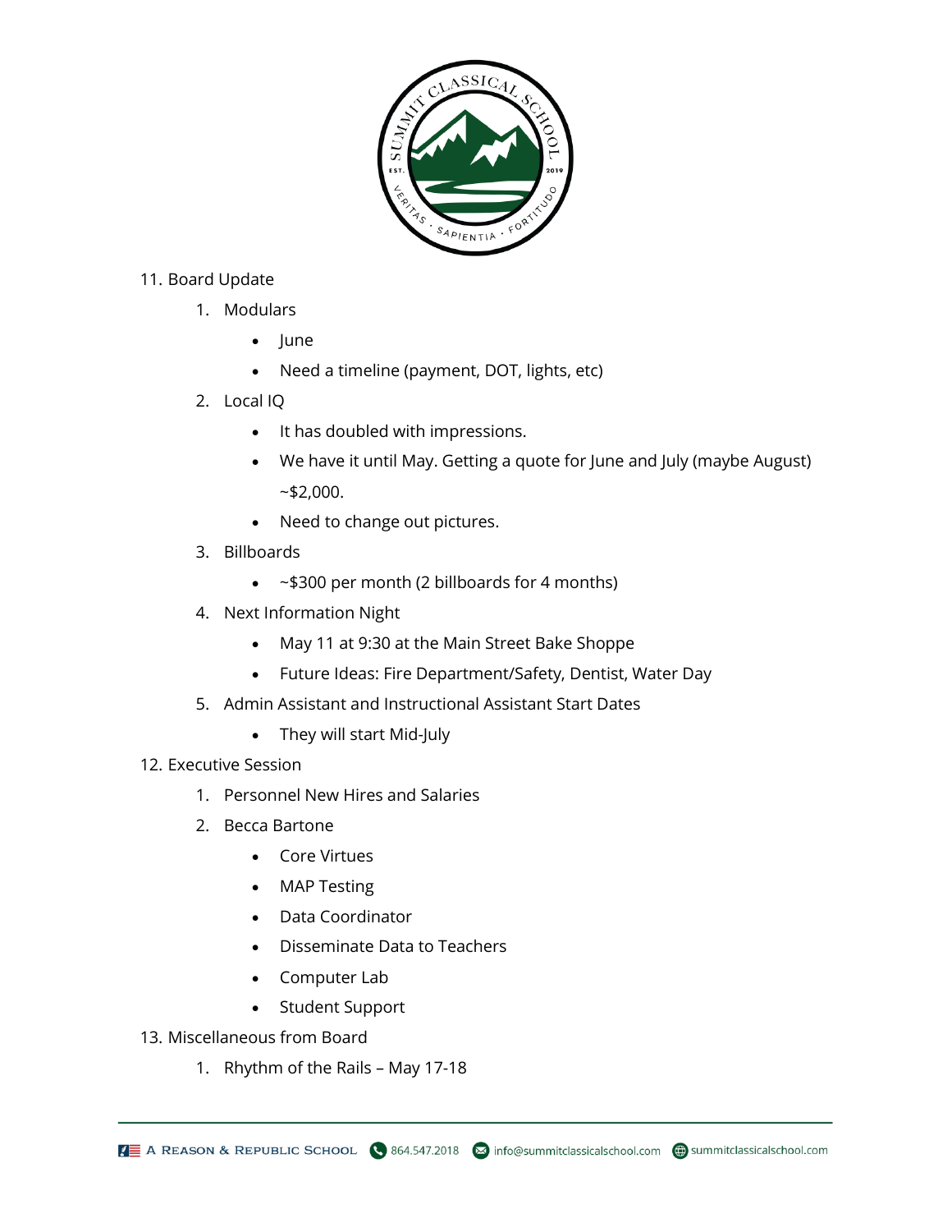11. Board Update
    1. Modulars
        - June
        - Need a timeline (payment, DOT, lights, etc)
    2. Local IQ
        - It has doubled with impressions.
        - We have it until May. Getting a quote for June and July (maybe August) ~$2,000.
        - Need to change out pictures.
    3. Billboards
        - ~$300 per month (2 billboards for 4 months)
    4. Next Information Night
        - May 11 at 9:30 at the Main Street Bake Shoppe
        - Future Ideas: Fire Department/Safety, Dentist, Water Day
    5. Admin Assistant and Instructional Assistant Start Dates
        - They will start Mid-July
12. Executive Session
    1. Personnel New Hires and Salaries
    2. Becca Bartone
        - Core Virtues
        - MAP Testing
        - Data Coordinator
        - Disseminate Data to Teachers
        - Computer Lab
        - Student Support
13. Miscellaneous from Board
    1. Rhythm of the Rails – May 17-18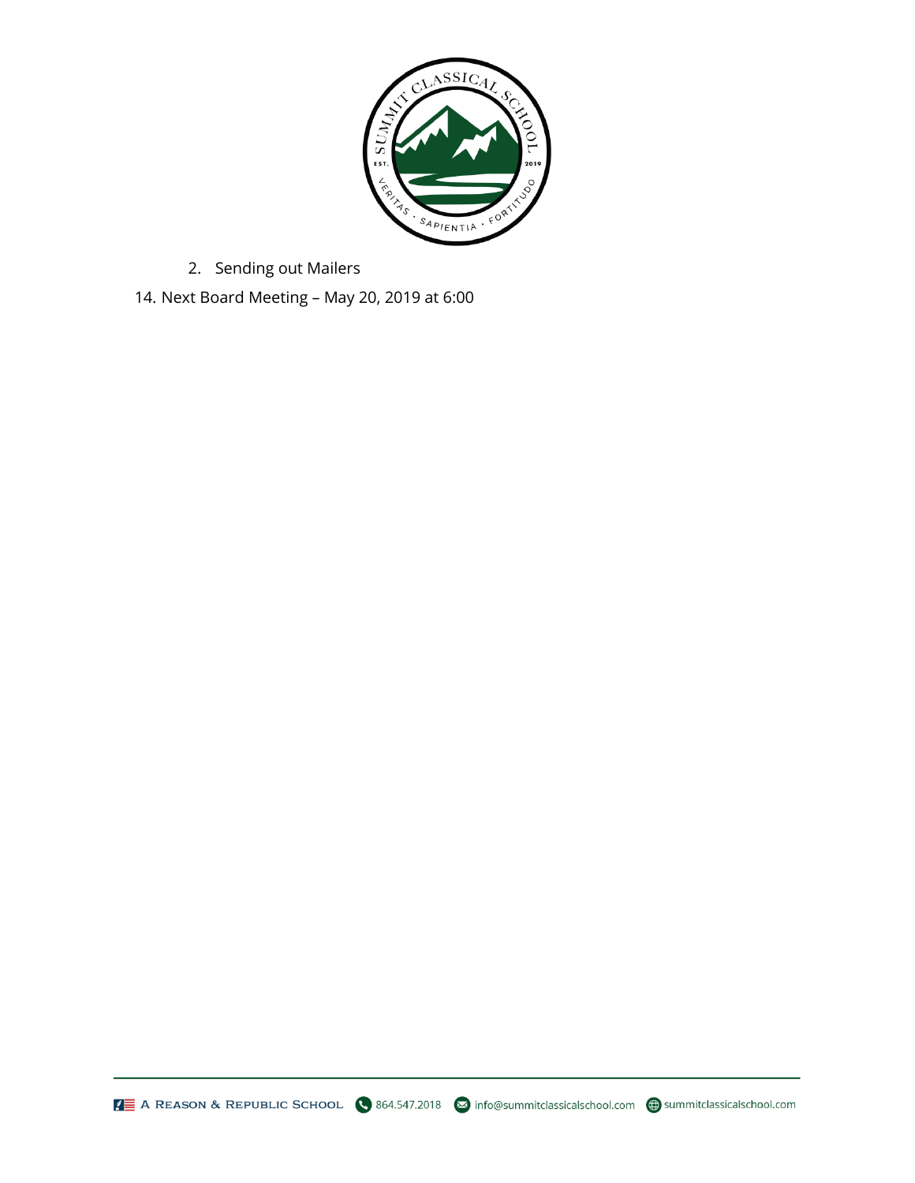2. Sending out Mailers

14. Next Board Meeting – May 20, 2019 at 6:00